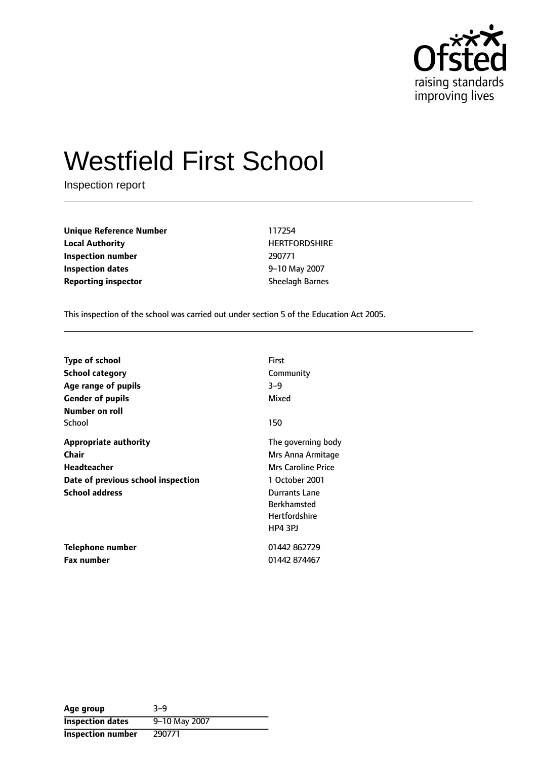Ofsted
raising standards
improving lives

# Westfield First School

Inspection report

| | |
|---|---|
| **Unique Reference Number** | 117254 |
| **Local Authority** | HERTFORDSHIRE |
| **Inspection number** | 290771 |
| **Inspection dates** | 9–10 May 2007 |
| **Reporting inspector** | Sheelagh Barnes |

This inspection of the school was carried out under section 5 of the Education Act 2005.

| | |
|---|---|
| **Type of school** | First |
| **School category** | Community |
| **Age range of pupils** | 3–9 |
| **Gender of pupils** | Mixed |
| **Number on roll** | |
| School | 150 |
| **Appropriate authority** | The governing body |
| **Chair** | Mrs Anna Armitage |
| **Headteacher** | Mrs Caroline Price |
| **Date of previous school inspection** | 1 October 2001 |
| **School address** | Durrants Lane<br>Berkhamsted<br>Hertfordshire<br>HP4 3PJ |
| **Telephone number** | 01442 862729 |
| **Fax number** | 01442 874467 |

| | |
|---|---|
| **Age group** | 3–9 |
| **Inspection dates** | 9–10 May 2007 |
| **Inspection number** | 290771 |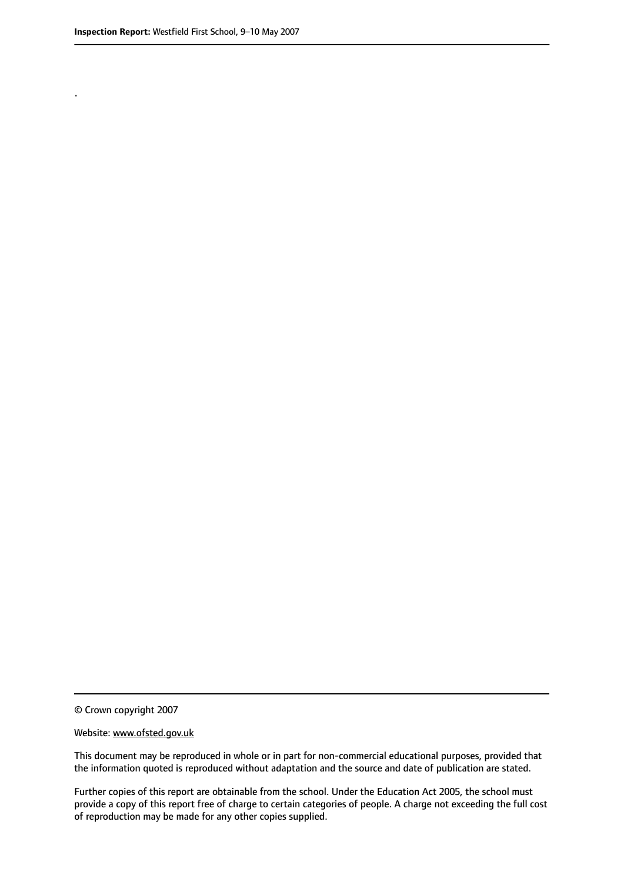.

© Crown copyright 2007

Website: www.ofsted.gov.uk

This document may be reproduced in whole or in part for non-commercial educational purposes, provided that the information quoted is reproduced without adaptation and the source and date of publication are stated.

Further copies of this report are obtainable from the school. Under the Education Act 2005, the school must provide a copy of this report free of charge to certain categories of people. A charge not exceeding the full cost of reproduction may be made for any other copies supplied.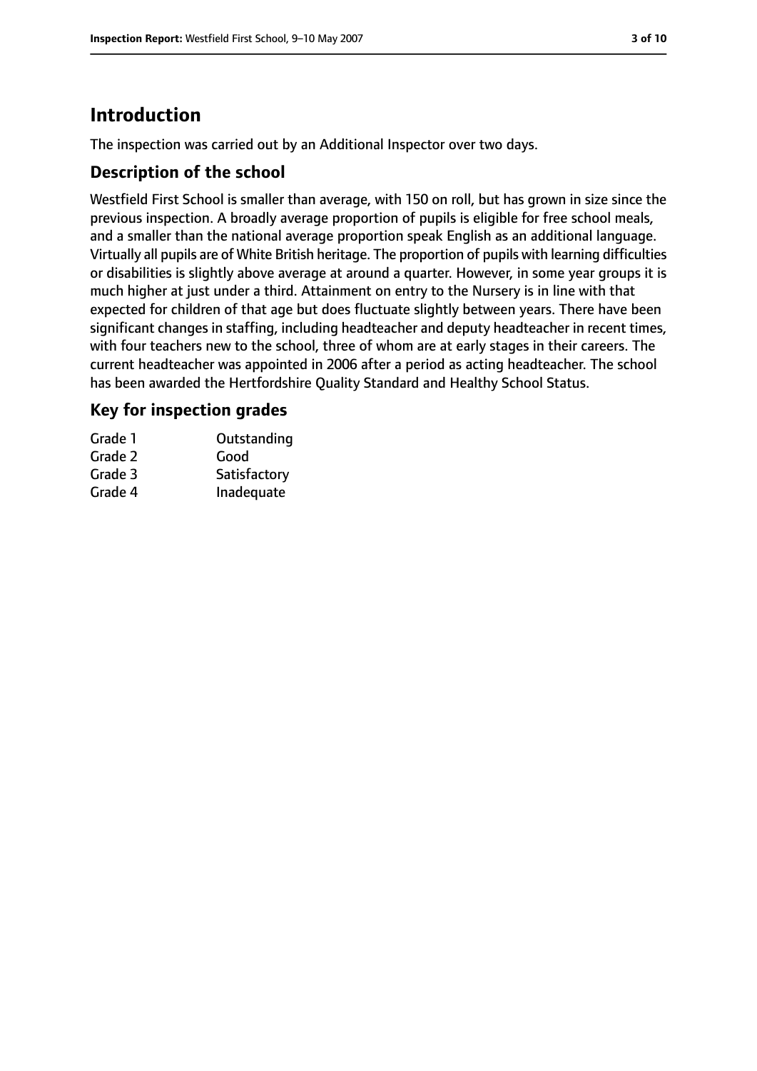# Introduction

The inspection was carried out by an Additional Inspector over two days.

## Description of the school

Westfield First School is smaller than average, with 150 on roll, but has grown in size since the previous inspection. A broadly average proportion of pupils is eligible for free school meals, and a smaller than the national average proportion speak English as an additional language. Virtually all pupils are of White British heritage. The proportion of pupils with learning difficulties or disabilities is slightly above average at around a quarter. However, in some year groups it is much higher at just under a third. Attainment on entry to the Nursery is in line with that expected for children of that age but does fluctuate slightly between years. There have been significant changes in staffing, including headteacher and deputy headteacher in recent times, with four teachers new to the school, three of whom are at early stages in their careers. The current headteacher was appointed in 2006 after a period as acting headteacher. The school has been awarded the Hertfordshire Quality Standard and Healthy School Status.

## Key for inspection grades

| | |
|---|---|
| Grade 1 | Outstanding |
| Grade 2 | Good |
| Grade 3 | Satisfactory |
| Grade 4 | Inadequate |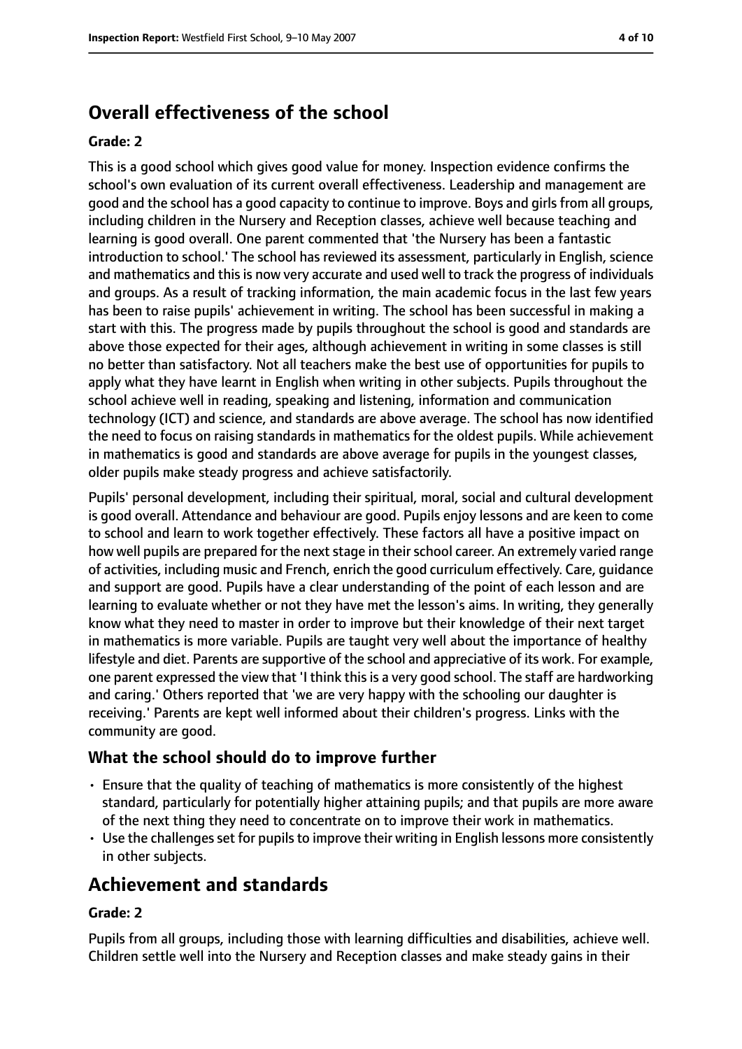## Overall effectiveness of the school

**Grade: 2**

This is a good school which gives good value for money. Inspection evidence confirms the school's own evaluation of its current overall effectiveness. Leadership and management are good and the school has a good capacity to continue to improve. Boys and girls from all groups, including children in the Nursery and Reception classes, achieve well because teaching and learning is good overall. One parent commented that 'the Nursery has been a fantastic introduction to school.' The school has reviewed its assessment, particularly in English, science and mathematics and this is now very accurate and used well to track the progress of individuals and groups. As a result of tracking information, the main academic focus in the last few years has been to raise pupils' achievement in writing. The school has been successful in making a start with this. The progress made by pupils throughout the school is good and standards are above those expected for their ages, although achievement in writing in some classes is still no better than satisfactory. Not all teachers make the best use of opportunities for pupils to apply what they have learnt in English when writing in other subjects. Pupils throughout the school achieve well in reading, speaking and listening, information and communication technology (ICT) and science, and standards are above average. The school has now identified the need to focus on raising standards in mathematics for the oldest pupils. While achievement in mathematics is good and standards are above average for pupils in the youngest classes, older pupils make steady progress and achieve satisfactorily.

Pupils' personal development, including their spiritual, moral, social and cultural development is good overall. Attendance and behaviour are good. Pupils enjoy lessons and are keen to come to school and learn to work together effectively. These factors all have a positive impact on how well pupils are prepared for the next stage in their school career. An extremely varied range of activities, including music and French, enrich the good curriculum effectively. Care, guidance and support are good. Pupils have a clear understanding of the point of each lesson and are learning to evaluate whether or not they have met the lesson's aims. In writing, they generally know what they need to master in order to improve but their knowledge of their next target in mathematics is more variable. Pupils are taught very well about the importance of healthy lifestyle and diet. Parents are supportive of the school and appreciative of its work. For example, one parent expressed the view that 'I think this is a very good school. The staff are hardworking and caring.' Others reported that 'we are very happy with the schooling our daughter is receiving.' Parents are kept well informed about their children's progress. Links with the community are good.

### What the school should do to improve further

- Ensure that the quality of teaching of mathematics is more consistently of the highest standard, particularly for potentially higher attaining pupils; and that pupils are more aware of the next thing they need to concentrate on to improve their work in mathematics.
- Use the challenges set for pupils to improve their writing in English lessons more consistently in other subjects.

## Achievement and standards

**Grade: 2**

Pupils from all groups, including those with learning difficulties and disabilities, achieve well. Children settle well into the Nursery and Reception classes and make steady gains in their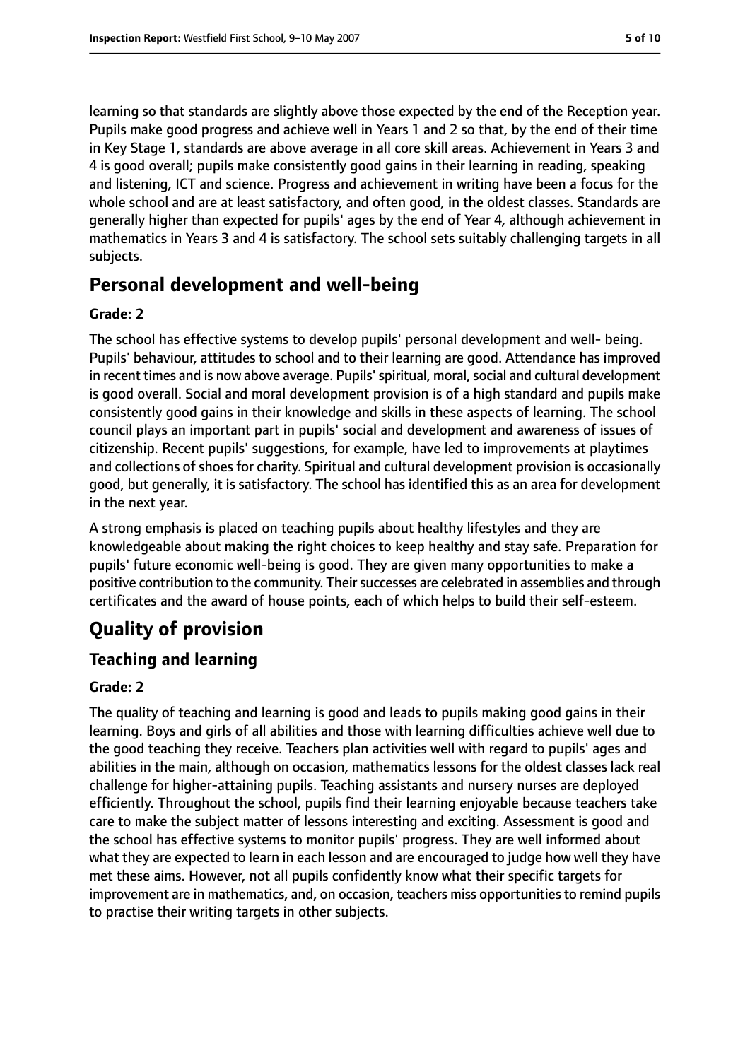learning so that standards are slightly above those expected by the end of the Reception year. Pupils make good progress and achieve well in Years 1 and 2 so that, by the end of their time in Key Stage 1, standards are above average in all core skill areas. Achievement in Years 3 and 4 is good overall; pupils make consistently good gains in their learning in reading, speaking and listening, ICT and science. Progress and achievement in writing have been a focus for the whole school and are at least satisfactory, and often good, in the oldest classes. Standards are generally higher than expected for pupils' ages by the end of Year 4, although achievement in mathematics in Years 3 and 4 is satisfactory. The school sets suitably challenging targets in all subjects.

# Personal development and well-being

**Grade: 2**

The school has effective systems to develop pupils' personal development and well- being. Pupils' behaviour, attitudes to school and to their learning are good. Attendance has improved in recent times and is now above average. Pupils' spiritual, moral, social and cultural development is good overall. Social and moral development provision is of a high standard and pupils make consistently good gains in their knowledge and skills in these aspects of learning. The school council plays an important part in pupils' social and development and awareness of issues of citizenship. Recent pupils' suggestions, for example, have led to improvements at playtimes and collections of shoes for charity. Spiritual and cultural development provision is occasionally good, but generally, it is satisfactory. The school has identified this as an area for development in the next year.

A strong emphasis is placed on teaching pupils about healthy lifestyles and they are knowledgeable about making the right choices to keep healthy and stay safe. Preparation for pupils' future economic well-being is good. They are given many opportunities to make a positive contribution to the community. Their successes are celebrated in assemblies and through certificates and the award of house points, each of which helps to build their self-esteem.

# Quality of provision

## Teaching and learning

**Grade: 2**

The quality of teaching and learning is good and leads to pupils making good gains in their learning. Boys and girls of all abilities and those with learning difficulties achieve well due to the good teaching they receive. Teachers plan activities well with regard to pupils' ages and abilities in the main, although on occasion, mathematics lessons for the oldest classes lack real challenge for higher-attaining pupils. Teaching assistants and nursery nurses are deployed efficiently. Throughout the school, pupils find their learning enjoyable because teachers take care to make the subject matter of lessons interesting and exciting. Assessment is good and the school has effective systems to monitor pupils' progress. They are well informed about what they are expected to learn in each lesson and are encouraged to judge how well they have met these aims. However, not all pupils confidently know what their specific targets for improvement are in mathematics, and, on occasion, teachers miss opportunities to remind pupils to practise their writing targets in other subjects.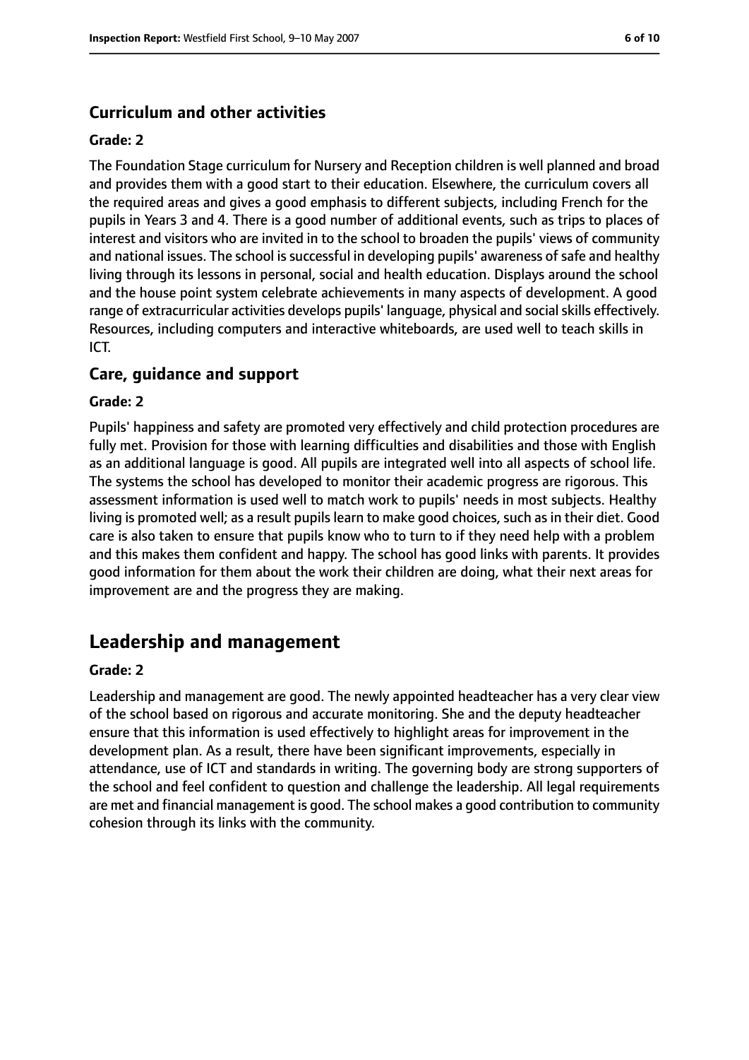### Curriculum and other activities

#### Grade: 2

The Foundation Stage curriculum for Nursery and Reception children is well planned and broad and provides them with a good start to their education. Elsewhere, the curriculum covers all the required areas and gives a good emphasis to different subjects, including French for the pupils in Years 3 and 4. There is a good number of additional events, such as trips to places of interest and visitors who are invited in to the school to broaden the pupils' views of community and national issues. The school is successful in developing pupils' awareness of safe and healthy living through its lessons in personal, social and health education. Displays around the school and the house point system celebrate achievements in many aspects of development. A good range of extracurricular activities develops pupils' language, physical and social skills effectively. Resources, including computers and interactive whiteboards, are used well to teach skills in ICT.

### Care, guidance and support

#### Grade: 2

Pupils' happiness and safety are promoted very effectively and child protection procedures are fully met. Provision for those with learning difficulties and disabilities and those with English as an additional language is good. All pupils are integrated well into all aspects of school life. The systems the school has developed to monitor their academic progress are rigorous. This assessment information is used well to match work to pupils' needs in most subjects. Healthy living is promoted well; as a result pupils learn to make good choices, such as in their diet. Good care is also taken to ensure that pupils know who to turn to if they need help with a problem and this makes them confident and happy. The school has good links with parents. It provides good information for them about the work their children are doing, what their next areas for improvement are and the progress they are making.

## Leadership and management

#### Grade: 2

Leadership and management are good. The newly appointed headteacher has a very clear view of the school based on rigorous and accurate monitoring. She and the deputy headteacher ensure that this information is used effectively to highlight areas for improvement in the development plan. As a result, there have been significant improvements, especially in attendance, use of ICT and standards in writing. The governing body are strong supporters of the school and feel confident to question and challenge the leadership. All legal requirements are met and financial management is good. The school makes a good contribution to community cohesion through its links with the community.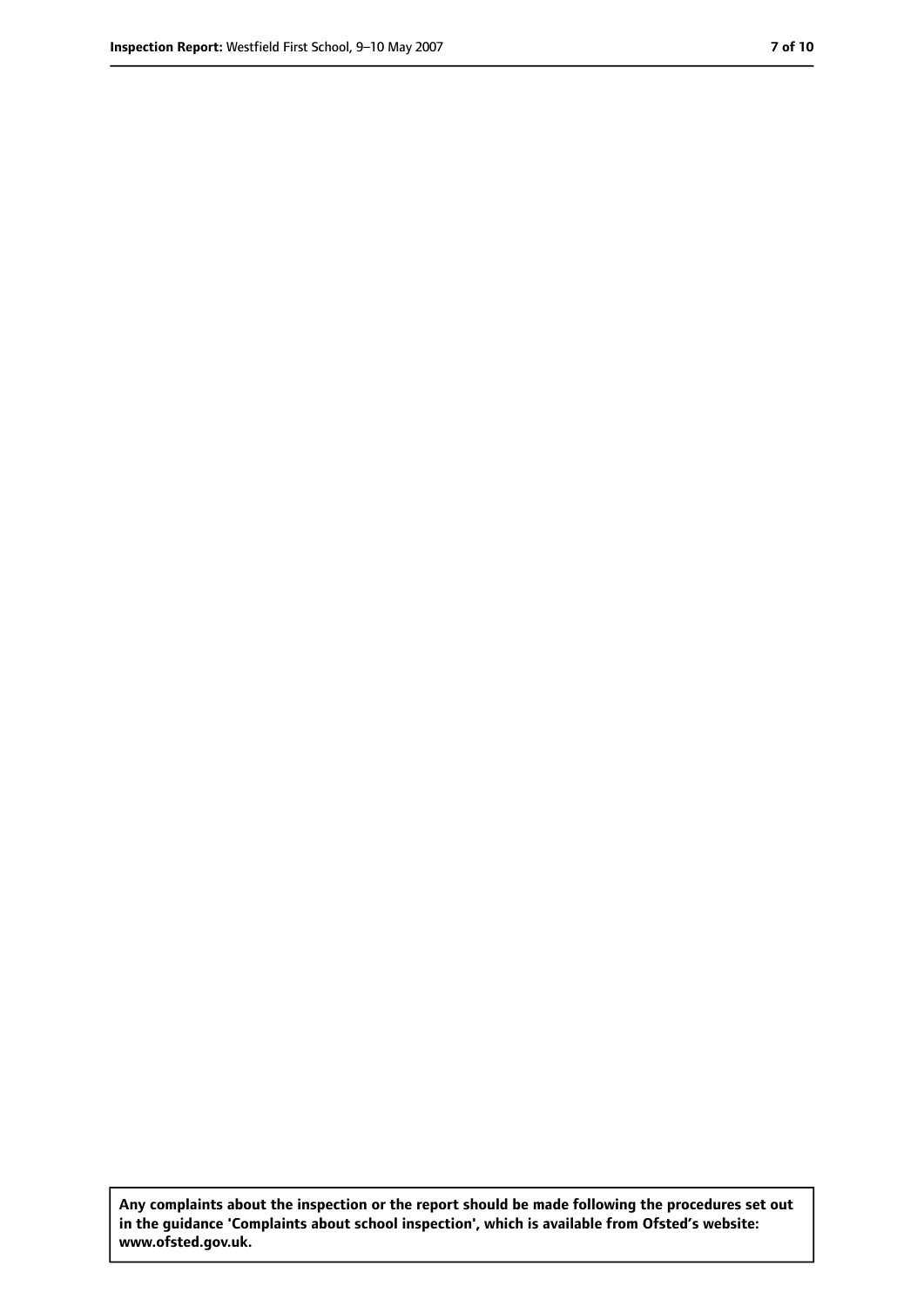Any complaints about the inspection or the report should be made following the procedures set out in the guidance 'Complaints about school inspection', which is available from Ofsted's website: www.ofsted.gov.uk.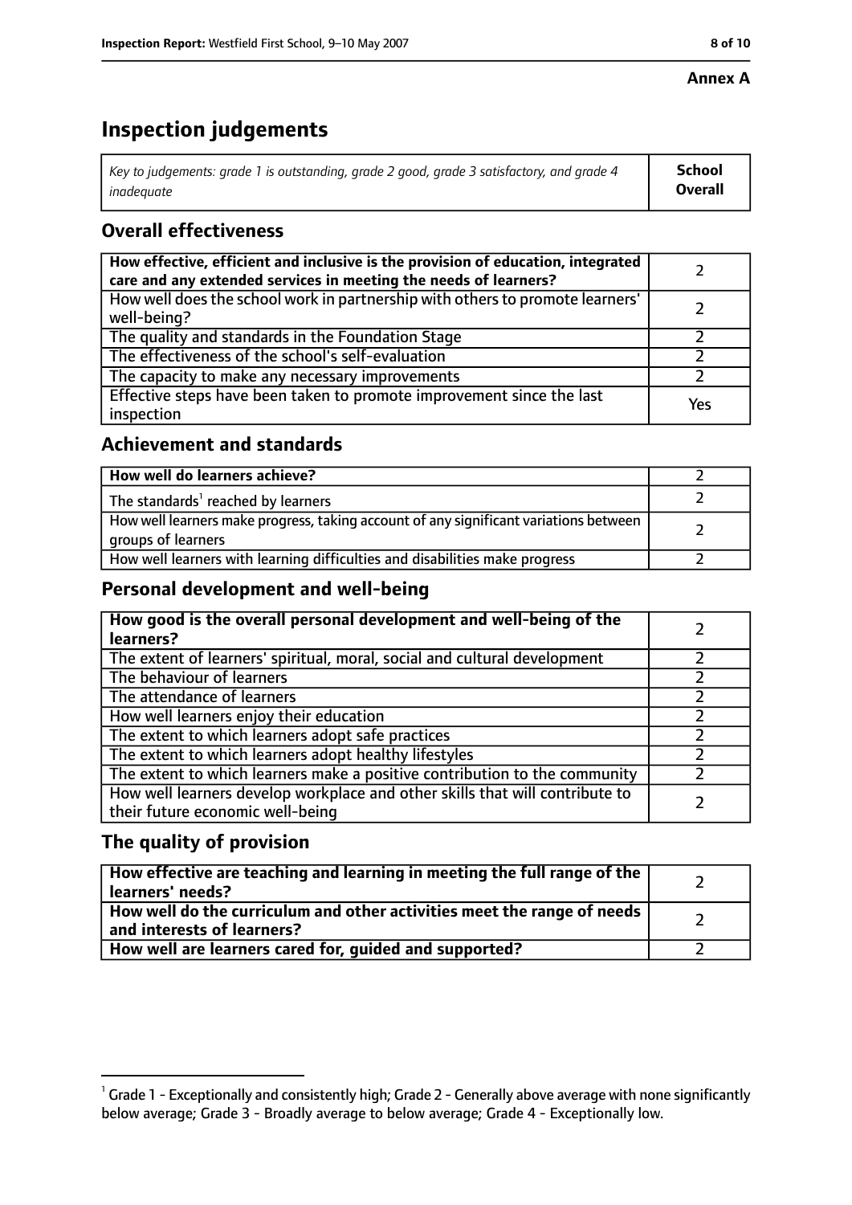**Annex A**

# Inspection judgements

| *Key to judgements: grade 1 is outstanding, grade 2 good, grade 3 satisfactory, and grade 4 inadequate* | **School Overall** |
|---|---|

## Overall effectiveness

| | |
|---|---|
| **How effective, efficient and inclusive is the provision of education, integrated care and any extended services in meeting the needs of learners?** | 2 |
| How well does the school work in partnership with others to promote learners' well-being? | 2 |
| The quality and standards in the Foundation Stage | 2 |
| The effectiveness of the school's self-evaluation | 2 |
| The capacity to make any necessary improvements | 2 |
| Effective steps have been taken to promote improvement since the last inspection | Yes |

## Achievement and standards

| | |
|---|---|
| **How well do learners achieve?** | 2 |
| The standards[1] reached by learners | 2 |
| How well learners make progress, taking account of any significant variations between groups of learners | 2 |
| How well learners with learning difficulties and disabilities make progress | 2 |

## Personal development and well-being

| | |
|---|---|
| **How good is the overall personal development and well-being of the learners?** | 2 |
| The extent of learners' spiritual, moral, social and cultural development | 2 |
| The behaviour of learners | 2 |
| The attendance of learners | 2 |
| How well learners enjoy their education | 2 |
| The extent to which learners adopt safe practices | 2 |
| The extent to which learners adopt healthy lifestyles | 2 |
| The extent to which learners make a positive contribution to the community | 2 |
| How well learners develop workplace and other skills that will contribute to their future economic well-being | 2 |

## The quality of provision

| | |
|---|---|
| **How effective are teaching and learning in meeting the full range of the learners' needs?** | 2 |
| **How well do the curriculum and other activities meet the range of needs and interests of learners?** | 2 |
| **How well are learners cared for, guided and supported?** | 2 |

[1] Grade 1 - Exceptionally and consistently high; Grade 2 - Generally above average with none significantly below average; Grade 3 - Broadly average to below average; Grade 4 - Exceptionally low.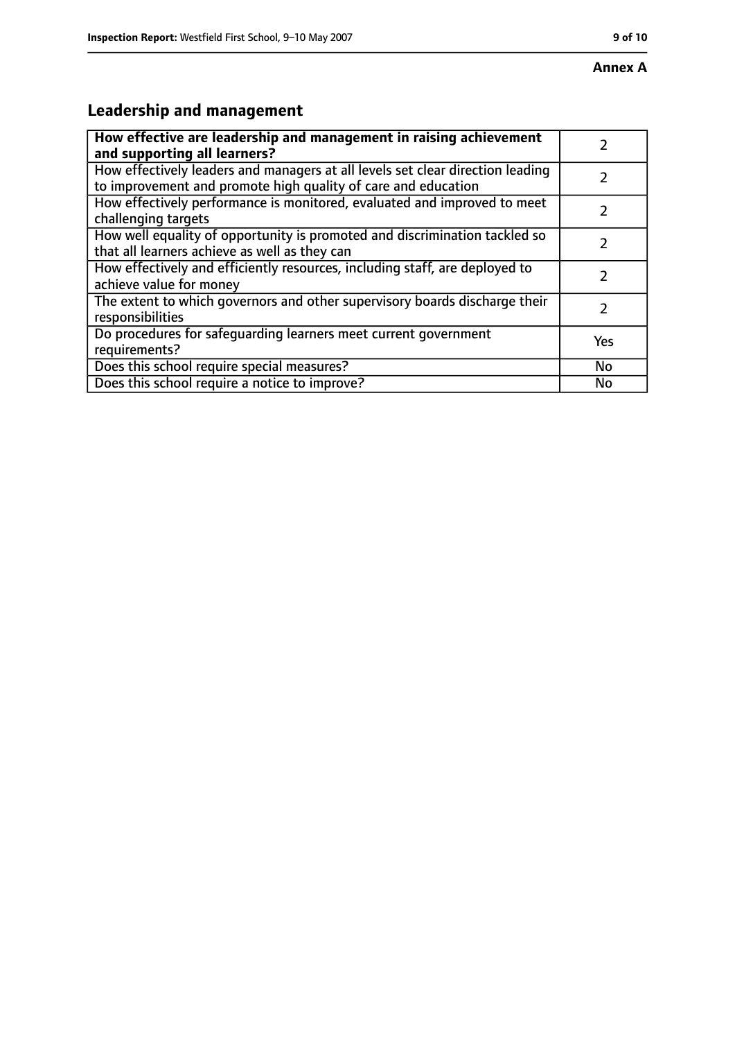**Annex A**

## Leadership and management

| **How effective are leadership and management in raising achievement and supporting all learners?** | 2 |
|---|---|
| How effectively leaders and managers at all levels set clear direction leading to improvement and promote high quality of care and education | 2 |
| How effectively performance is monitored, evaluated and improved to meet challenging targets | 2 |
| How well equality of opportunity is promoted and discrimination tackled so that all learners achieve as well as they can | 2 |
| How effectively and efficiently resources, including staff, are deployed to achieve value for money | 2 |
| The extent to which governors and other supervisory boards discharge their responsibilities | 2 |
| Do procedures for safeguarding learners meet current government requirements? | Yes |
| Does this school require special measures? | No |
| Does this school require a notice to improve? | No |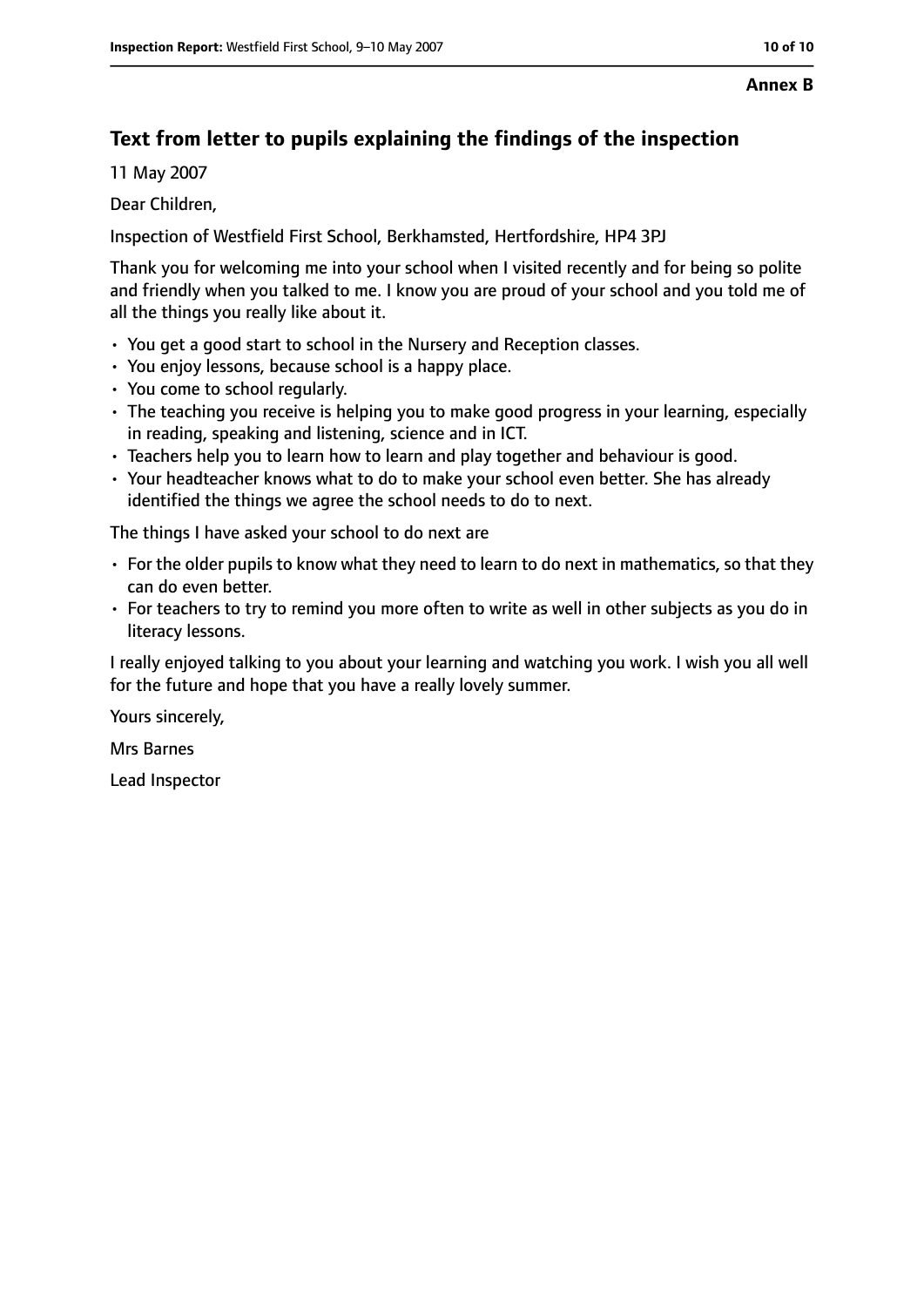**Annex B**

## Text from letter to pupils explaining the findings of the inspection

11 May 2007

Dear Children,

Inspection of Westfield First School, Berkhamsted, Hertfordshire, HP4 3PJ

Thank you for welcoming me into your school when I visited recently and for being so polite and friendly when you talked to me. I know you are proud of your school and you told me of all the things you really like about it.

- You get a good start to school in the Nursery and Reception classes.
- You enjoy lessons, because school is a happy place.
- You come to school regularly.
- The teaching you receive is helping you to make good progress in your learning, especially in reading, speaking and listening, science and in ICT.
- Teachers help you to learn how to learn and play together and behaviour is good.
- Your headteacher knows what to do to make your school even better. She has already identified the things we agree the school needs to do to next.

The things I have asked your school to do next are

- For the older pupils to know what they need to learn to do next in mathematics, so that they can do even better.
- For teachers to try to remind you more often to write as well in other subjects as you do in literacy lessons.

I really enjoyed talking to you about your learning and watching you work. I wish you all well for the future and hope that you have a really lovely summer.

Yours sincerely,

Mrs Barnes

Lead Inspector